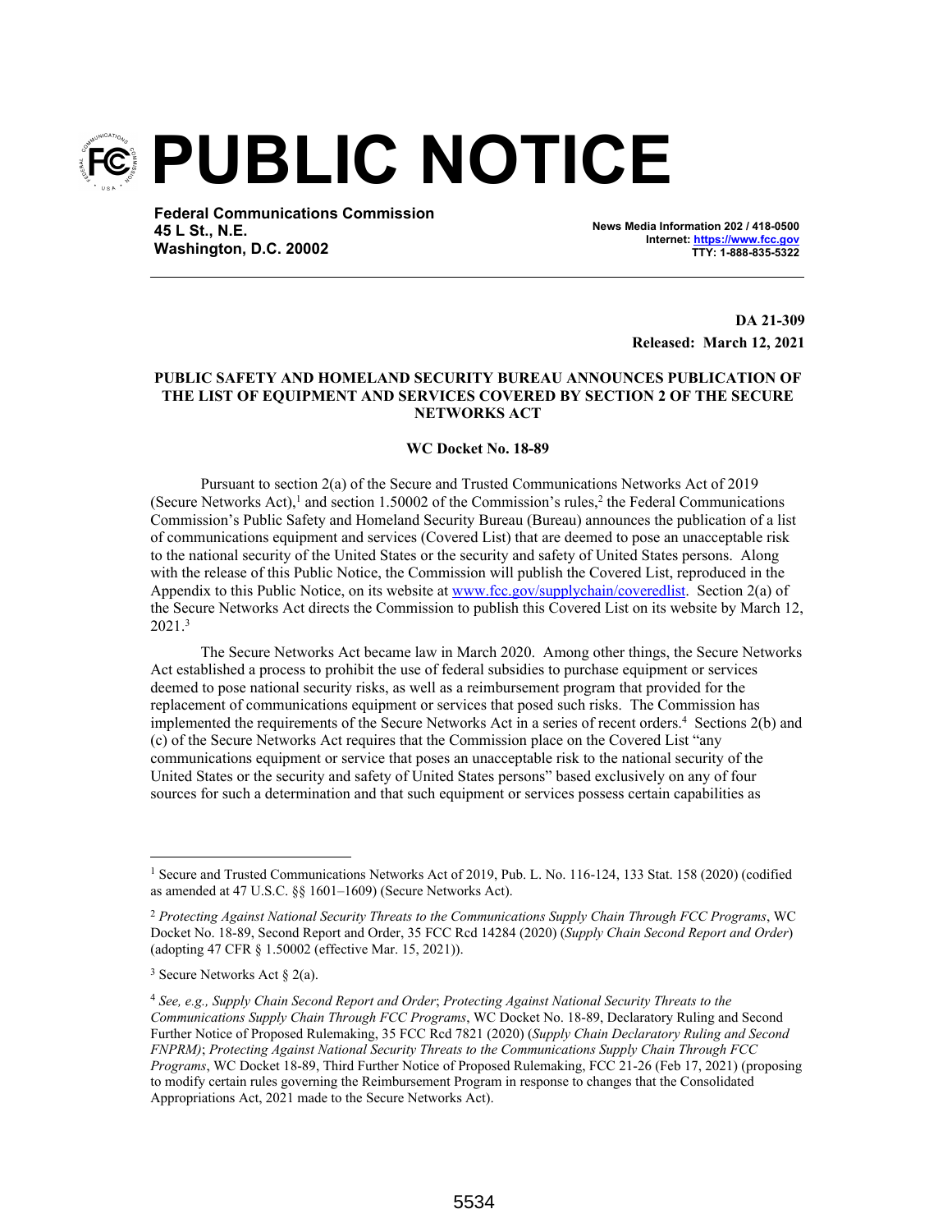# PUBLIC NOTICE

**Federal Communications Commission**
**45 L St., N.E.**
**Washington, D.C. 20002**

**News Media Information 202 / 418-0500**
**Internet: https://www.fcc.gov**
**TTY: 1-888-835-5322**

**DA 21-309**
**Released: March 12, 2021**

**PUBLIC SAFETY AND HOMELAND SECURITY BUREAU ANNOUNCES PUBLICATION OF THE LIST OF EQUIPMENT AND SERVICES COVERED BY SECTION 2 OF THE SECURE NETWORKS ACT**

**WC Docket No. 18-89**

Pursuant to section 2(a) of the Secure and Trusted Communications Networks Act of 2019 (Secure Networks Act),[1] and section 1.50002 of the Commission's rules,[2] the Federal Communications Commission's Public Safety and Homeland Security Bureau (Bureau) announces the publication of a list of communications equipment and services (Covered List) that are deemed to pose an unacceptable risk to the national security of the United States or the security and safety of United States persons. Along with the release of this Public Notice, the Commission will publish the Covered List, reproduced in the Appendix to this Public Notice, on its website at www.fcc.gov/supplychain/coveredlist. Section 2(a) of the Secure Networks Act directs the Commission to publish this Covered List on its website by March 12, 2021.[3]

The Secure Networks Act became law in March 2020. Among other things, the Secure Networks Act established a process to prohibit the use of federal subsidies to purchase equipment or services deemed to pose national security risks, as well as a reimbursement program that provided for the replacement of communications equipment or services that posed such risks. The Commission has implemented the requirements of the Secure Networks Act in a series of recent orders.[4] Sections 2(b) and (c) of the Secure Networks Act requires that the Commission place on the Covered List "any communications equipment or service that poses an unacceptable risk to the national security of the United States or the security and safety of United States persons" based exclusively on any of four sources for such a determination and that such equipment or services possess certain capabilities as

---

[1] Secure and Trusted Communications Networks Act of 2019, Pub. L. No. 116-124, 133 Stat. 158 (2020) (codified as amended at 47 U.S.C. §§ 1601–1609) (Secure Networks Act).

[2] *Protecting Against National Security Threats to the Communications Supply Chain Through FCC Programs*, WC Docket No. 18-89, Second Report and Order, 35 FCC Rcd 14284 (2020) (*Supply Chain Second Report and Order*) (adopting 47 CFR § 1.50002 (effective Mar. 15, 2021)).

[3] Secure Networks Act § 2(a).

[4] *See, e.g., Supply Chain Second Report and Order*; *Protecting Against National Security Threats to the Communications Supply Chain Through FCC Programs*, WC Docket No. 18-89, Declaratory Ruling and Second Further Notice of Proposed Rulemaking, 35 FCC Rcd 7821 (2020) (*Supply Chain Declaratory Ruling and Second FNPRM)*; *Protecting Against National Security Threats to the Communications Supply Chain Through FCC Programs*, WC Docket 18-89, Third Further Notice of Proposed Rulemaking, FCC 21-26 (Feb 17, 2021) (proposing to modify certain rules governing the Reimbursement Program in response to changes that the Consolidated Appropriations Act, 2021 made to the Secure Networks Act).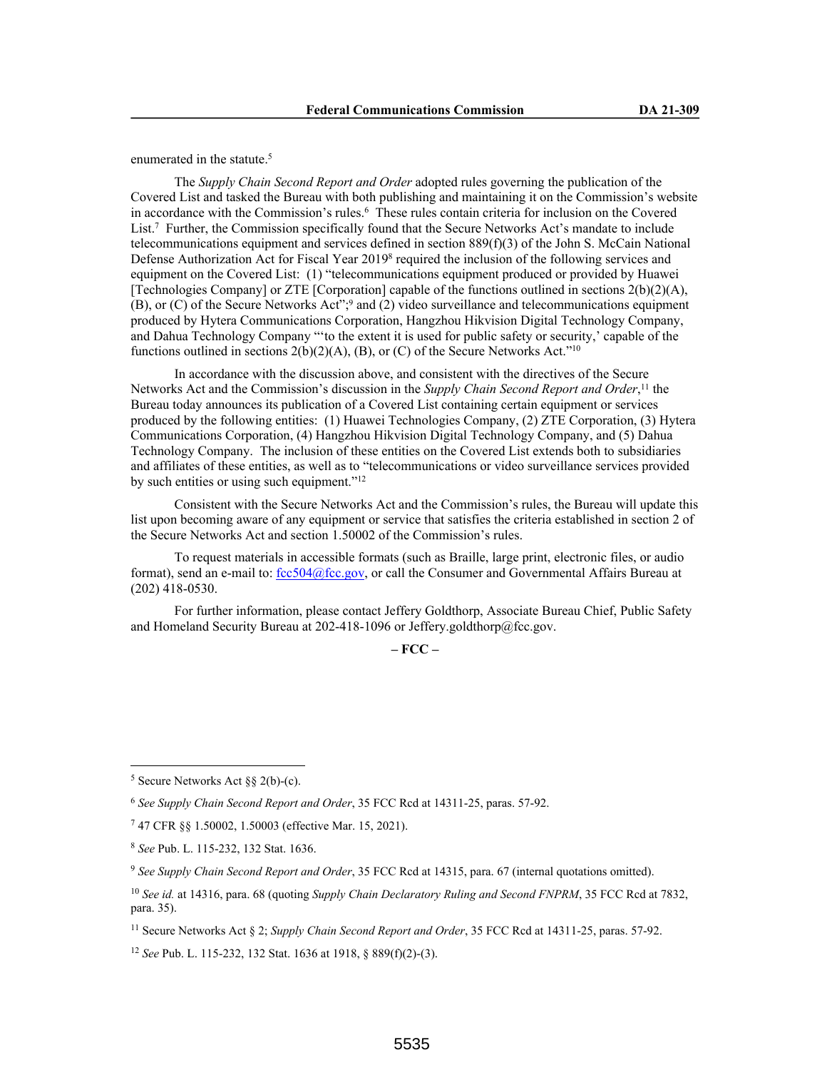enumerated in the statute.[5]

The *Supply Chain Second Report and Order* adopted rules governing the publication of the Covered List and tasked the Bureau with both publishing and maintaining it on the Commission's website in accordance with the Commission's rules.[6] These rules contain criteria for inclusion on the Covered List.[7] Further, the Commission specifically found that the Secure Networks Act's mandate to include telecommunications equipment and services defined in section 889(f)(3) of the John S. McCain National Defense Authorization Act for Fiscal Year 2019[8] required the inclusion of the following services and equipment on the Covered List: (1) "telecommunications equipment produced or provided by Huawei [Technologies Company] or ZTE [Corporation] capable of the functions outlined in sections 2(b)(2)(A), (B), or (C) of the Secure Networks Act";[9] and (2) video surveillance and telecommunications equipment produced by Hytera Communications Corporation, Hangzhou Hikvision Digital Technology Company, and Dahua Technology Company "'to the extent it is used for public safety or security,' capable of the functions outlined in sections 2(b)(2)(A), (B), or (C) of the Secure Networks Act."[10]

In accordance with the discussion above, and consistent with the directives of the Secure Networks Act and the Commission's discussion in the *Supply Chain Second Report and Order*,[11] the Bureau today announces its publication of a Covered List containing certain equipment or services produced by the following entities: (1) Huawei Technologies Company, (2) ZTE Corporation, (3) Hytera Communications Corporation, (4) Hangzhou Hikvision Digital Technology Company, and (5) Dahua Technology Company. The inclusion of these entities on the Covered List extends both to subsidiaries and affiliates of these entities, as well as to "telecommunications or video surveillance services provided by such entities or using such equipment."[12]

Consistent with the Secure Networks Act and the Commission's rules, the Bureau will update this list upon becoming aware of any equipment or service that satisfies the criteria established in section 2 of the Secure Networks Act and section 1.50002 of the Commission's rules.

To request materials in accessible formats (such as Braille, large print, electronic files, or audio format), send an e-mail to: fcc504@fcc.gov, or call the Consumer and Governmental Affairs Bureau at (202) 418-0530.

For further information, please contact Jeffery Goldthorp, Associate Bureau Chief, Public Safety and Homeland Security Bureau at 202-418-1096 or Jeffery.goldthorp@fcc.gov.

**– FCC –**

---

[5] Secure Networks Act §§ 2(b)-(c).

[6] *See Supply Chain Second Report and Order*, 35 FCC Rcd at 14311-25, paras. 57-92.

[7] 47 CFR §§ 1.50002, 1.50003 (effective Mar. 15, 2021).

[8] *See* Pub. L. 115-232, 132 Stat. 1636.

[9] *See Supply Chain Second Report and Order*, 35 FCC Rcd at 14315, para. 67 (internal quotations omitted).

[10] *See id.* at 14316, para. 68 (quoting *Supply Chain Declaratory Ruling and Second FNPRM*, 35 FCC Rcd at 7832, para. 35).

[11] Secure Networks Act § 2; *Supply Chain Second Report and Order*, 35 FCC Rcd at 14311-25, paras. 57-92.

[12] *See* Pub. L. 115-232, 132 Stat. 1636 at 1918, § 889(f)(2)-(3).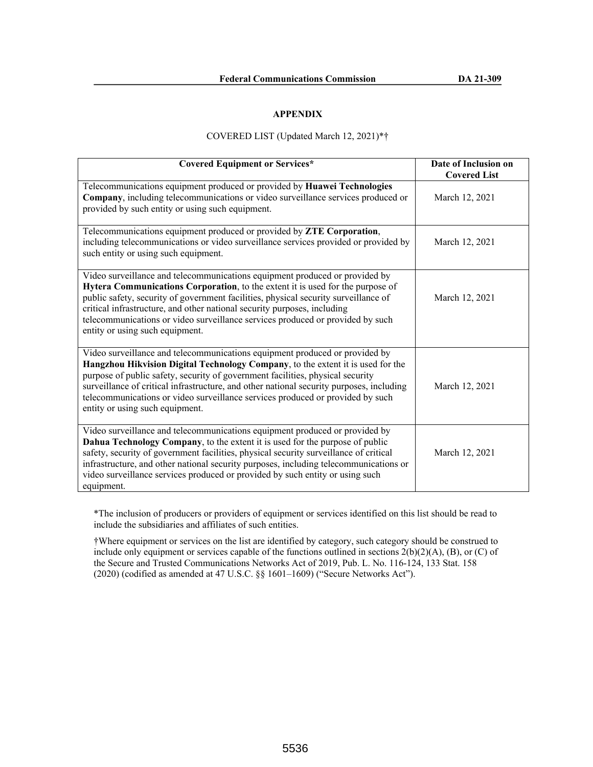## APPENDIX

COVERED LIST (Updated March 12, 2021)*†

| Covered Equipment or Services* | Date of Inclusion on Covered List |
|---|---|
| Telecommunications equipment produced or provided by **Huawei Technologies Company**, including telecommunications or video surveillance services produced or provided by such entity or using such equipment. | March 12, 2021 |
| Telecommunications equipment produced or provided by **ZTE Corporation**, including telecommunications or video surveillance services provided or provided by such entity or using such equipment. | March 12, 2021 |
| Video surveillance and telecommunications equipment produced or provided by **Hytera Communications Corporation**, to the extent it is used for the purpose of public safety, security of government facilities, physical security surveillance of critical infrastructure, and other national security purposes, including telecommunications or video surveillance services produced or provided by such entity or using such equipment. | March 12, 2021 |
| Video surveillance and telecommunications equipment produced or provided by **Hangzhou Hikvision Digital Technology Company**, to the extent it is used for the purpose of public safety, security of government facilities, physical security surveillance of critical infrastructure, and other national security purposes, including telecommunications or video surveillance services produced or provided by such entity or using such equipment. | March 12, 2021 |
| Video surveillance and telecommunications equipment produced or provided by **Dahua Technology Company**, to the extent it is used for the purpose of public safety, security of government facilities, physical security surveillance of critical infrastructure, and other national security purposes, including telecommunications or video surveillance services produced or provided by such entity or using such equipment. | March 12, 2021 |

*The inclusion of producers or providers of equipment or services identified on this list should be read to include the subsidiaries and affiliates of such entities.

†Where equipment or services on the list are identified by category, such category should be construed to include only equipment or services capable of the functions outlined in sections 2(b)(2)(A), (B), or (C) of the Secure and Trusted Communications Networks Act of 2019, Pub. L. No. 116-124, 133 Stat. 158 (2020) (codified as amended at 47 U.S.C. §§ 1601–1609) ("Secure Networks Act").